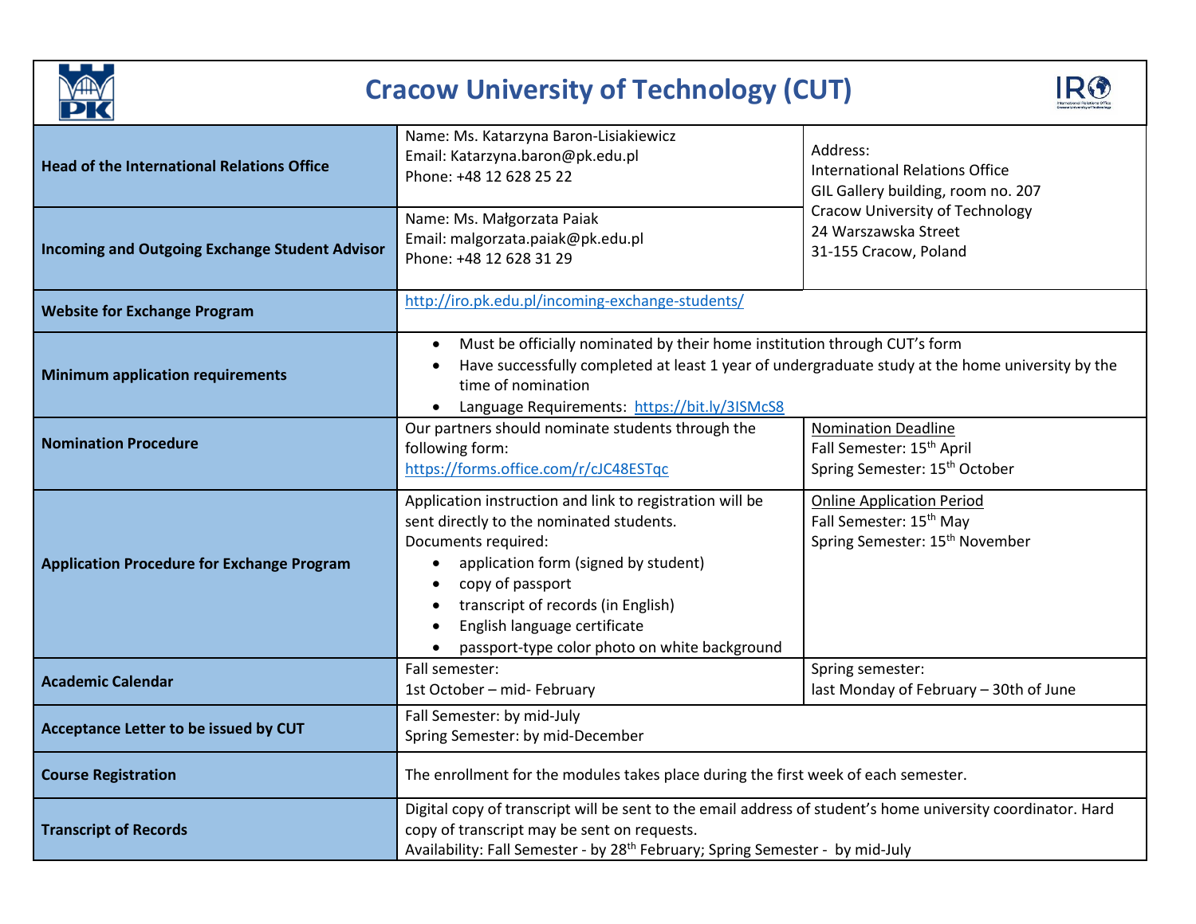# Cracow University of Technology (CUT)

| | | |
|---|---|---|
| **Head of the International Relations Office** | Name: Ms. Katarzyna Baron-Lisiakiewicz<br>Email: Katarzyna.baron@pk.edu.pl<br>Phone: +48 12 628 25 22 | Address:<br>International Relations Office<br>GIL Gallery building, room no. 207<br>Cracow University of Technology<br>24 Warszawska Street<br>31-155 Cracow, Poland |
| **Incoming and Outgoing Exchange Student Advisor** | Name: Ms. Małgorzata Paiak<br>Email: malgorzata.paiak@pk.edu.pl<br>Phone: +48 12 628 31 29 | |
| **Website for Exchange Program** | http://iro.pk.edu.pl/incoming-exchange-students/ | |
| **Minimum application requirements** | • Must be officially nominated by their home institution through CUT's form<br>• Have successfully completed at least 1 year of undergraduate study at the home university by the time of nomination<br>• Language Requirements: https://bit.ly/3ISMcS8 | |
| **Nomination Procedure** | Our partners should nominate students through the following form:<br>https://forms.office.com/r/cJC48ESTqc | Nomination Deadline<br>Fall Semester: 15th April<br>Spring Semester: 15th October |
| **Application Procedure for Exchange Program** | Application instruction and link to registration will be sent directly to the nominated students.<br>Documents required:<br>• application form (signed by student)<br>• copy of passport<br>• transcript of records (in English)<br>• English language certificate<br>• passport-type color photo on white background | Online Application Period<br>Fall Semester: 15th May<br>Spring Semester: 15th November |
| **Academic Calendar** | Fall semester:<br>1st October – mid- February | Spring semester:<br>last Monday of February – 30th of June |
| **Acceptance Letter to be issued by CUT** | Fall Semester: by mid-July<br>Spring Semester: by mid-December | |
| **Course Registration** | The enrollment for the modules takes place during the first week of each semester. | |
| **Transcript of Records** | Digital copy of transcript will be sent to the email address of student's home university coordinator. Hard copy of transcript may be sent on requests.<br>Availability: Fall Semester - by 28th February; Spring Semester - by mid-July | |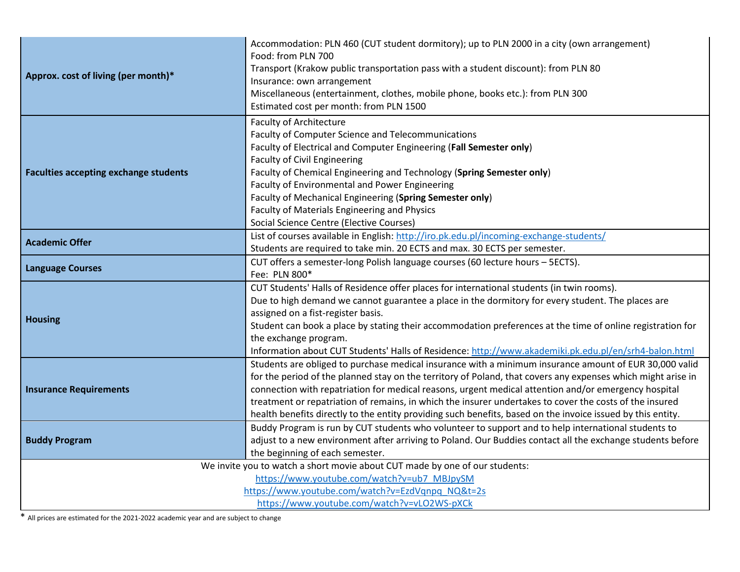| | |
|---|---|
| **Approx. cost of living (per month)*** | Accommodation: PLN 460 (CUT student dormitory); up to PLN 2000 in a city (own arrangement)<br>Food: from PLN 700<br>Transport (Krakow public transportation pass with a student discount): from PLN 80<br>Insurance: own arrangement<br>Miscellaneous (entertainment, clothes, mobile phone, books etc.): from PLN 300<br>Estimated cost per month: from PLN 1500 |
| **Faculties accepting exchange students** | Faculty of Architecture<br>Faculty of Computer Science and Telecommunications<br>Faculty of Electrical and Computer Engineering (**Fall Semester only**)<br>Faculty of Civil Engineering<br>Faculty of Chemical Engineering and Technology (**Spring Semester only**)<br>Faculty of Environmental and Power Engineering<br>Faculty of Mechanical Engineering (**Spring Semester only**)<br>Faculty of Materials Engineering and Physics<br>Social Science Centre (Elective Courses) |
| **Academic Offer** | List of courses available in English: [http://iro.pk.edu.pl/incoming-exchange-students/](http://iro.pk.edu.pl/incoming-exchange-students/)<br>Students are required to take min. 20 ECTS and max. 30 ECTS per semester. |
| **Language Courses** | CUT offers a semester-long Polish language courses (60 lecture hours – 5ECTS).<br>Fee: PLN 800* |
| **Housing** | CUT Students' Halls of Residence offer places for international students (in twin rooms).<br>Due to high demand we cannot guarantee a place in the dormitory for every student. The places are assigned on a fist-register basis.<br>Student can book a place by stating their accommodation preferences at the time of online registration for the exchange program.<br>Information about CUT Students' Halls of Residence: [http://www.akademiki.pk.edu.pl/en/srh4-balon.html](http://www.akademiki.pk.edu.pl/en/srh4-balon.html) |
| **Insurance Requirements** | Students are obliged to purchase medical insurance with a minimum insurance amount of EUR 30,000 valid for the period of the planned stay on the territory of Poland, that covers any expenses which might arise in connection with repatriation for medical reasons, urgent medical attention and/or emergency hospital treatment or repatriation of remains, in which the insurer undertakes to cover the costs of the insured health benefits directly to the entity providing such benefits, based on the invoice issued by this entity. |
| **Buddy Program** | Buddy Program is run by CUT students who volunteer to support and to help international students to adjust to a new environment after arriving to Poland. Our Buddies contact all the exchange students before the beginning of each semester. |

We invite you to watch a short movie about CUT made by one of our students:

[https://www.youtube.com/watch?v=ub7_MBJpySM](https://www.youtube.com/watch?v=ub7_MBJpySM)

[https://www.youtube.com/watch?v=EzdVqnpq_NQ&t=2s](https://www.youtube.com/watch?v=EzdVqnpq_NQ&t=2s)

[https://www.youtube.com/watch?v=vLO2WS-pXCk](https://www.youtube.com/watch?v=vLO2WS-pXCk)

* All prices are estimated for the 2021-2022 academic year and are subject to change